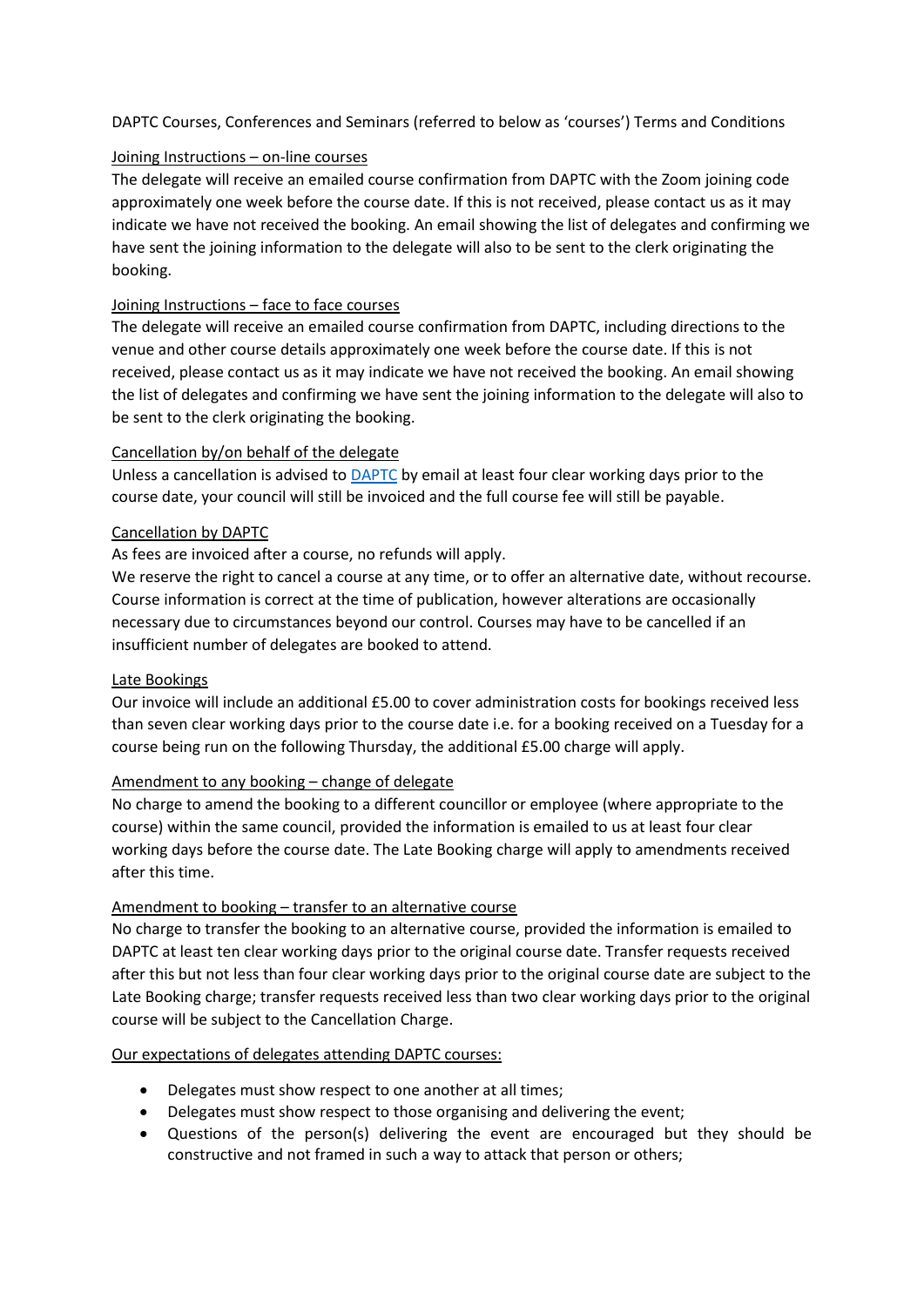DAPTC Courses, Conferences and Seminars (referred to below as 'courses') Terms and Conditions

<u>Joining Instructions – on-line courses</u>

The delegate will receive an emailed course confirmation from DAPTC with the Zoom joining code approximately one week before the course date. If this is not received, please contact us as it may indicate we have not received the booking. An email showing the list of delegates and confirming we have sent the joining information to the delegate will also to be sent to the clerk originating the booking.

<u>Joining Instructions – face to face courses</u>

The delegate will receive an emailed course confirmation from DAPTC, including directions to the venue and other course details approximately one week before the course date. If this is not received, please contact us as it may indicate we have not received the booking. An email showing the list of delegates and confirming we have sent the joining information to the delegate will also to be sent to the clerk originating the booking.

<u>Cancellation by/on behalf of the delegate</u>

Unless a cancellation is advised to DAPTC by email at least four clear working days prior to the course date, your council will still be invoiced and the full course fee will still be payable.

<u>Cancellation by DAPTC</u>

As fees are invoiced after a course, no refunds will apply.

We reserve the right to cancel a course at any time, or to offer an alternative date, without recourse. Course information is correct at the time of publication, however alterations are occasionally necessary due to circumstances beyond our control. Courses may have to be cancelled if an insufficient number of delegates are booked to attend.

<u>Late Bookings</u>

Our invoice will include an additional £5.00 to cover administration costs for bookings received less than seven clear working days prior to the course date i.e. for a booking received on a Tuesday for a course being run on the following Thursday, the additional £5.00 charge will apply.

<u>Amendment to any booking – change of delegate</u>

No charge to amend the booking to a different councillor or employee (where appropriate to the course) within the same council, provided the information is emailed to us at least four clear working days before the course date. The Late Booking charge will apply to amendments received after this time.

<u>Amendment to booking – transfer to an alternative course</u>

No charge to transfer the booking to an alternative course, provided the information is emailed to DAPTC at least ten clear working days prior to the original course date. Transfer requests received after this but not less than four clear working days prior to the original course date are subject to the Late Booking charge; transfer requests received less than two clear working days prior to the original course will be subject to the Cancellation Charge.

<u>Our expectations of delegates attending DAPTC courses:</u>

- Delegates must show respect to one another at all times;
- Delegates must show respect to those organising and delivering the event;
- Questions of the person(s) delivering the event are encouraged but they should be constructive and not framed in such a way to attack that person or others;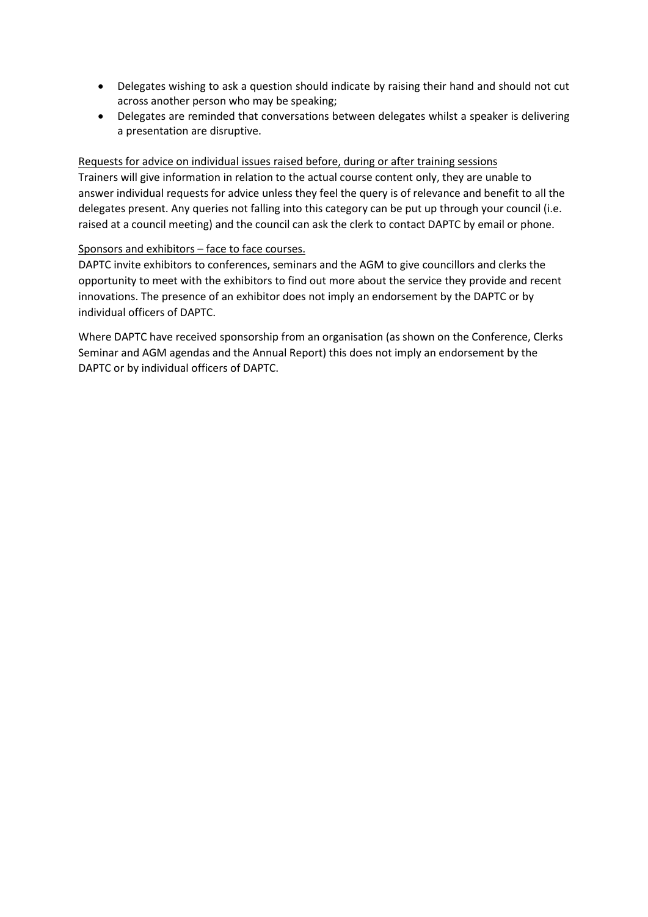- Delegates wishing to ask a question should indicate by raising their hand and should not cut across another person who may be speaking;
- Delegates are reminded that conversations between delegates whilst a speaker is delivering a presentation are disruptive.

Requests for advice on individual issues raised before, during or after training sessions

Trainers will give information in relation to the actual course content only, they are unable to answer individual requests for advice unless they feel the query is of relevance and benefit to all the delegates present. Any queries not falling into this category can be put up through your council (i.e. raised at a council meeting) and the council can ask the clerk to contact DAPTC by email or phone.

Sponsors and exhibitors – face to face courses.

DAPTC invite exhibitors to conferences, seminars and the AGM to give councillors and clerks the opportunity to meet with the exhibitors to find out more about the service they provide and recent innovations. The presence of an exhibitor does not imply an endorsement by the DAPTC or by individual officers of DAPTC.

Where DAPTC have received sponsorship from an organisation (as shown on the Conference, Clerks Seminar and AGM agendas and the Annual Report) this does not imply an endorsement by the DAPTC or by individual officers of DAPTC.